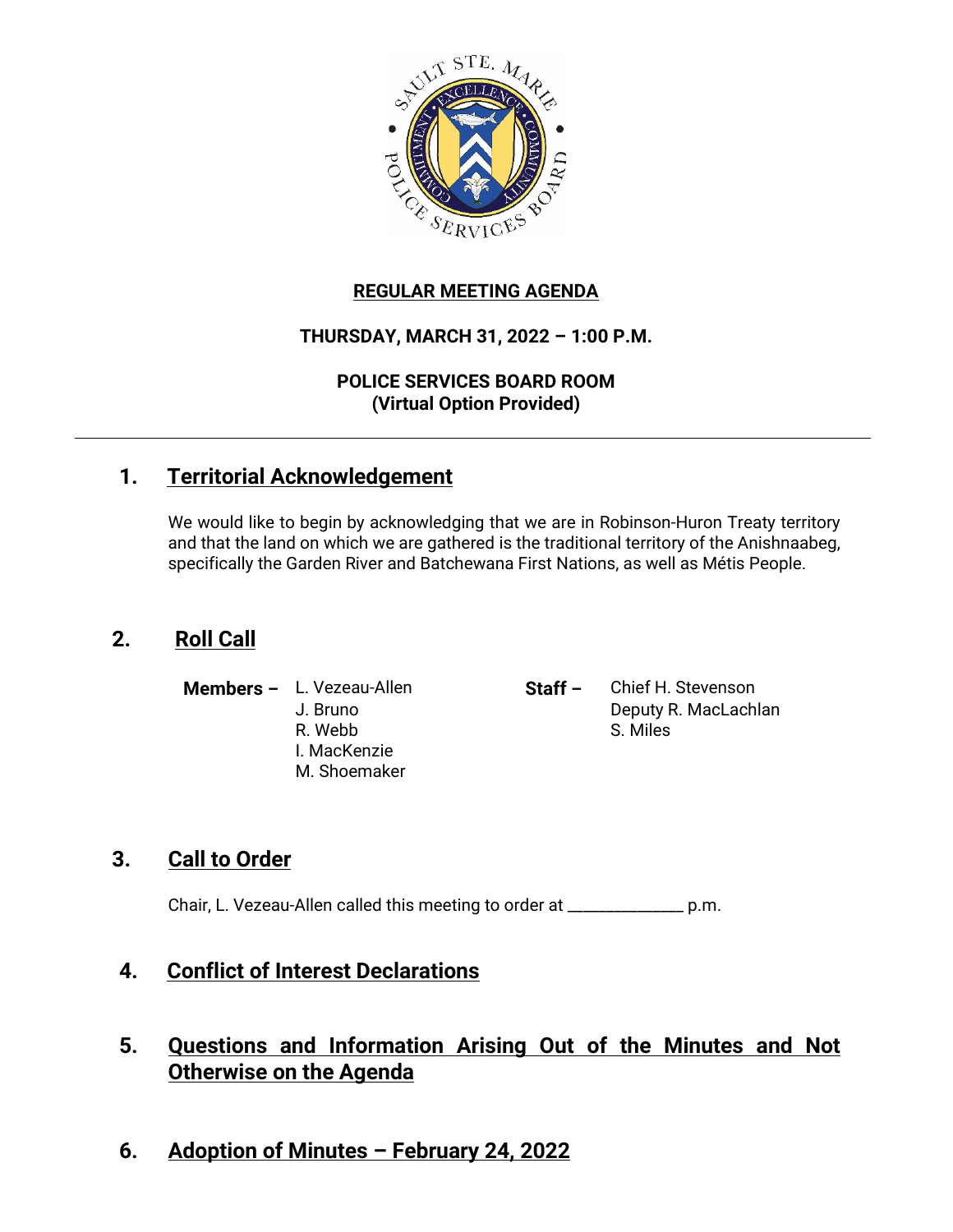**REGULAR MEETING AGENDA**

**THURSDAY, MARCH 31, 2022 – 1:00 P.M.**

**POLICE SERVICES BOARD ROOM**
**(Virtual Option Provided)**

---

## 1. Territorial Acknowledgement

We would like to begin by acknowledging that we are in Robinson-Huron Treaty territory and that the land on which we are gathered is the traditional territory of the Anishnaabeg, specifically the Garden River and Batchewana First Nations, as well as Métis People.

## 2. Roll Call

**Members –** L. Vezeau-Allen
J. Bruno
R. Webb
I. MacKenzie
M. Shoemaker

**Staff –** Chief H. Stevenson
Deputy R. MacLachlan
S. Miles

## 3. Call to Order

Chair, L. Vezeau-Allen called this meeting to order at ______________ p.m.

## 4. Conflict of Interest Declarations

## 5. Questions and Information Arising Out of the Minutes and Not Otherwise on the Agenda

## 6. Adoption of Minutes – February 24, 2022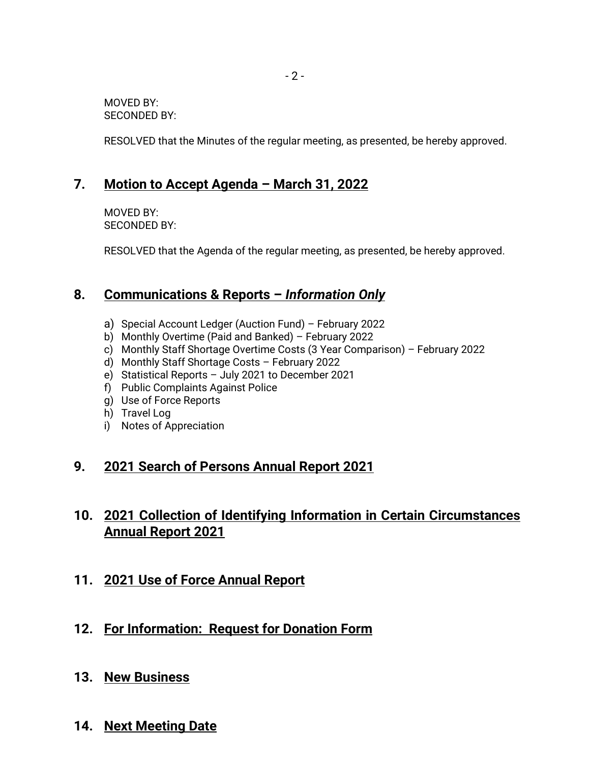MOVED BY:
SECONDED BY:

RESOLVED that the Minutes of the regular meeting, as presented, be hereby approved.

## 7. Motion to Accept Agenda – March 31, 2022

MOVED BY:
SECONDED BY:

RESOLVED that the Agenda of the regular meeting, as presented, be hereby approved.

## 8. Communications & Reports – *Information Only*

a) Special Account Ledger (Auction Fund) – February 2022
b) Monthly Overtime (Paid and Banked) – February 2022
c) Monthly Staff Shortage Overtime Costs (3 Year Comparison) – February 2022
d) Monthly Staff Shortage Costs – February 2022
e) Statistical Reports – July 2021 to December 2021
f) Public Complaints Against Police
g) Use of Force Reports
h) Travel Log
i) Notes of Appreciation

## 9. 2021 Search of Persons Annual Report 2021

## 10. 2021 Collection of Identifying Information in Certain Circumstances Annual Report 2021

## 11. 2021 Use of Force Annual Report

## 12. For Information: Request for Donation Form

## 13. New Business

## 14. Next Meeting Date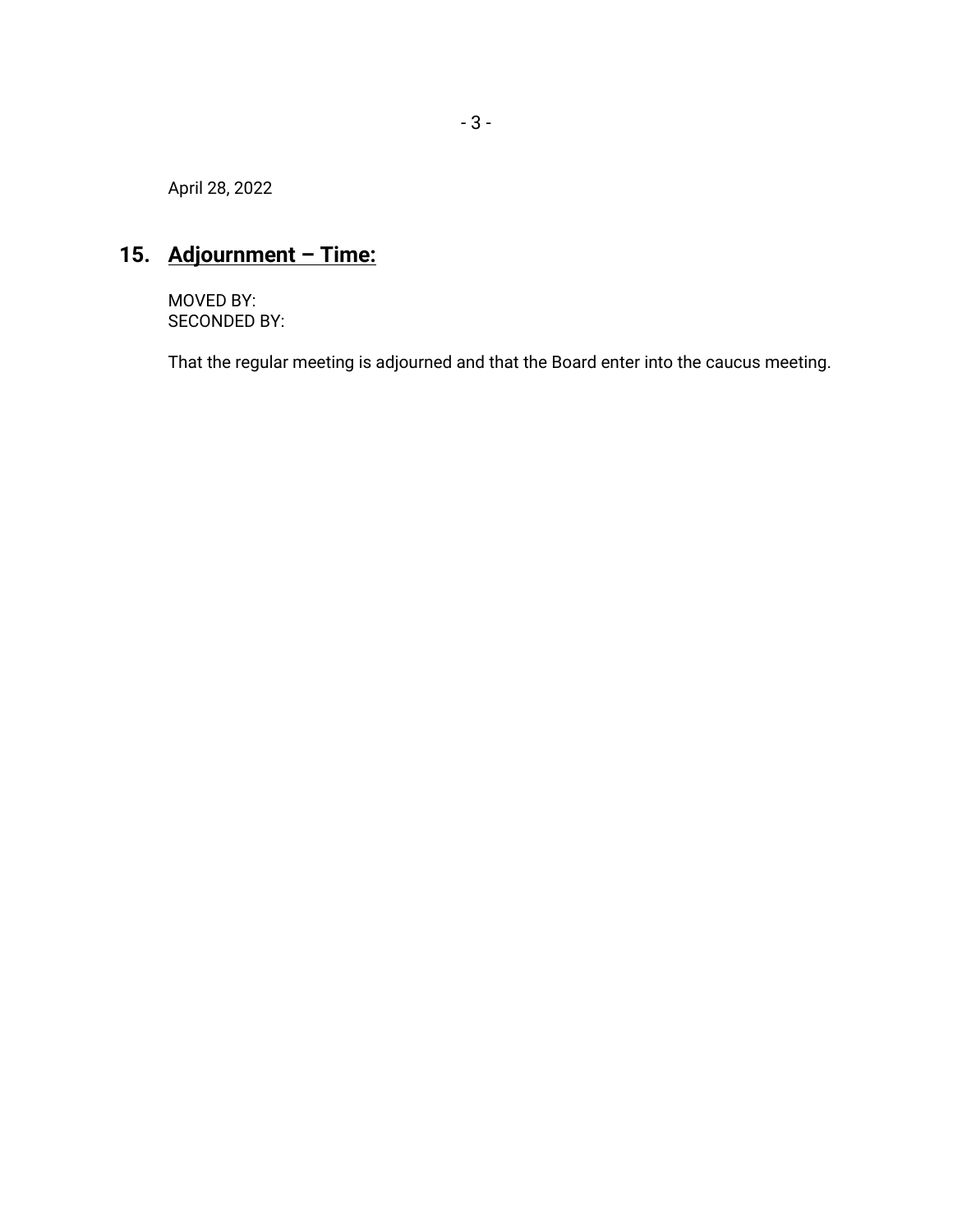April 28, 2022

## 15. <u>Adjournment – Time:</u>

MOVED BY:
SECONDED BY:

That the regular meeting is adjourned and that the Board enter into the caucus meeting.